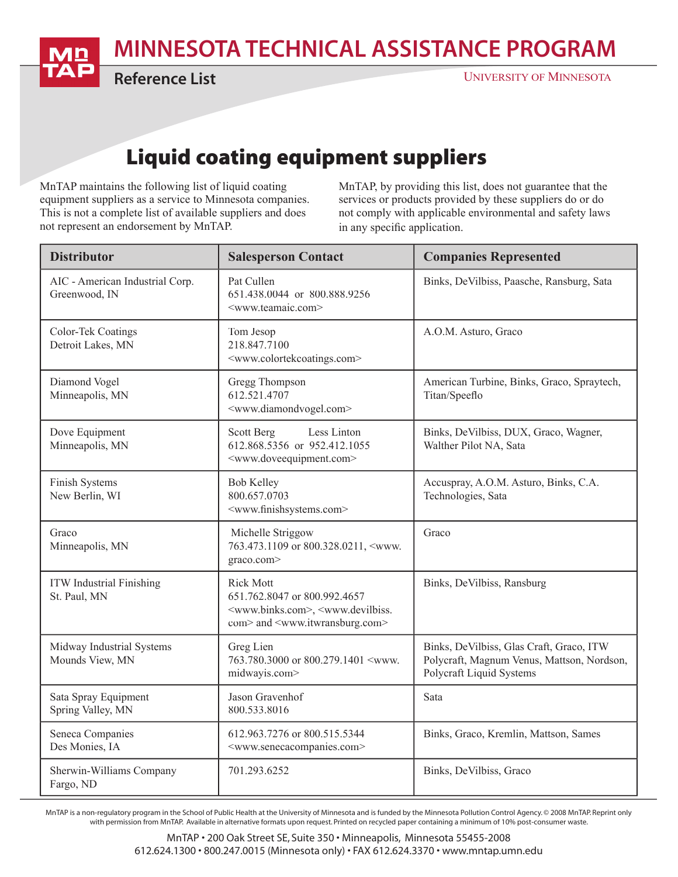# MINNESOTA TECHNICAL ASSISTANCE PROGRAM

**Reference List**

UNIVERSITY OF MINNESOTA

## Liquid coating equipment suppliers

MnTAP maintains the following list of liquid coating equipment suppliers as a service to Minnesota companies. This is not a complete list of available suppliers and does not represent an endorsement by MnTAP.

MnTAP, by providing this list, does not guarantee that the services or products provided by these suppliers do or do not comply with applicable environmental and safety laws in any specific application.

| Distributor | Salesperson Contact | Companies Represented |
|---|---|---|
| AIC - American Industrial Corp.<br>Greenwood, IN | Pat Cullen<br>651.438.0044 or 800.888.9256<br><www.teamaic.com> | Binks, DeVilbiss, Paasche, Ransburg, Sata |
| Color-Tek Coatings<br>Detroit Lakes, MN | Tom Jesop<br>218.847.7100<br><www.colortekcoatings.com> | A.O.M. Asturo, Graco |
| Diamond Vogel<br>Minneapolis, MN | Gregg Thompson<br>612.521.4707<br><www.diamondvogel.com> | American Turbine, Binks, Graco, Spraytech, Titan/Speeflo |
| Dove Equipment<br>Minneapolis, MN | Scott Berg Less Linton<br>612.868.5356 or 952.412.1055<br><www.doveequipment.com> | Binks, DeVilbiss, DUX, Graco, Wagner, Walther Pilot NA, Sata |
| Finish Systems<br>New Berlin, WI | Bob Kelley<br>800.657.0703<br><www.finishsystems.com> | Accuspray, A.O.M. Asturo, Binks, C.A. Technologies, Sata |
| Graco<br>Minneapolis, MN | Michelle Striggow<br>763.473.1109 or 800.328.0211, <www.graco.com> | Graco |
| ITW Industrial Finishing<br>St. Paul, MN | Rick Mott<br>651.762.8047 or 800.992.4657<br><www.binks.com>, <www.devilbiss.com> and <www.itwransburg.com> | Binks, DeVilbiss, Ransburg |
| Midway Industrial Systems<br>Mounds View, MN | Greg Lien<br>763.780.3000 or 800.279.1401 <www.midwayis.com> | Binks, DeVilbiss, Glas Craft, Graco, ITW Polycraft, Magnum Venus, Mattson, Nordson, Polycraft Liquid Systems |
| Sata Spray Equipment<br>Spring Valley, MN | Jason Gravenhof<br>800.533.8016 | Sata |
| Seneca Companies<br>Des Monies, IA | 612.963.7276 or 800.515.5344<br><www.senecacompanies.com> | Binks, Graco, Kremlin, Mattson, Sames |
| Sherwin-Williams Company<br>Fargo, ND | 701.293.6252 | Binks, DeVilbiss, Graco |

MnTAP is a non-regulatory program in the School of Public Health at the University of Minnesota and is funded by the Minnesota Pollution Control Agency. © 2008 MnTAP. Reprint only with permission from MnTAP. Available in alternative formats upon request. Printed on recycled paper containing a minimum of 10% post-consumer waste.

MnTAP • 200 Oak Street SE, Suite 350 • Minneapolis, Minnesota 55455-2008
612.624.1300 • 800.247.0015 (Minnesota only) • FAX 612.624.3370 • www.mntap.umn.edu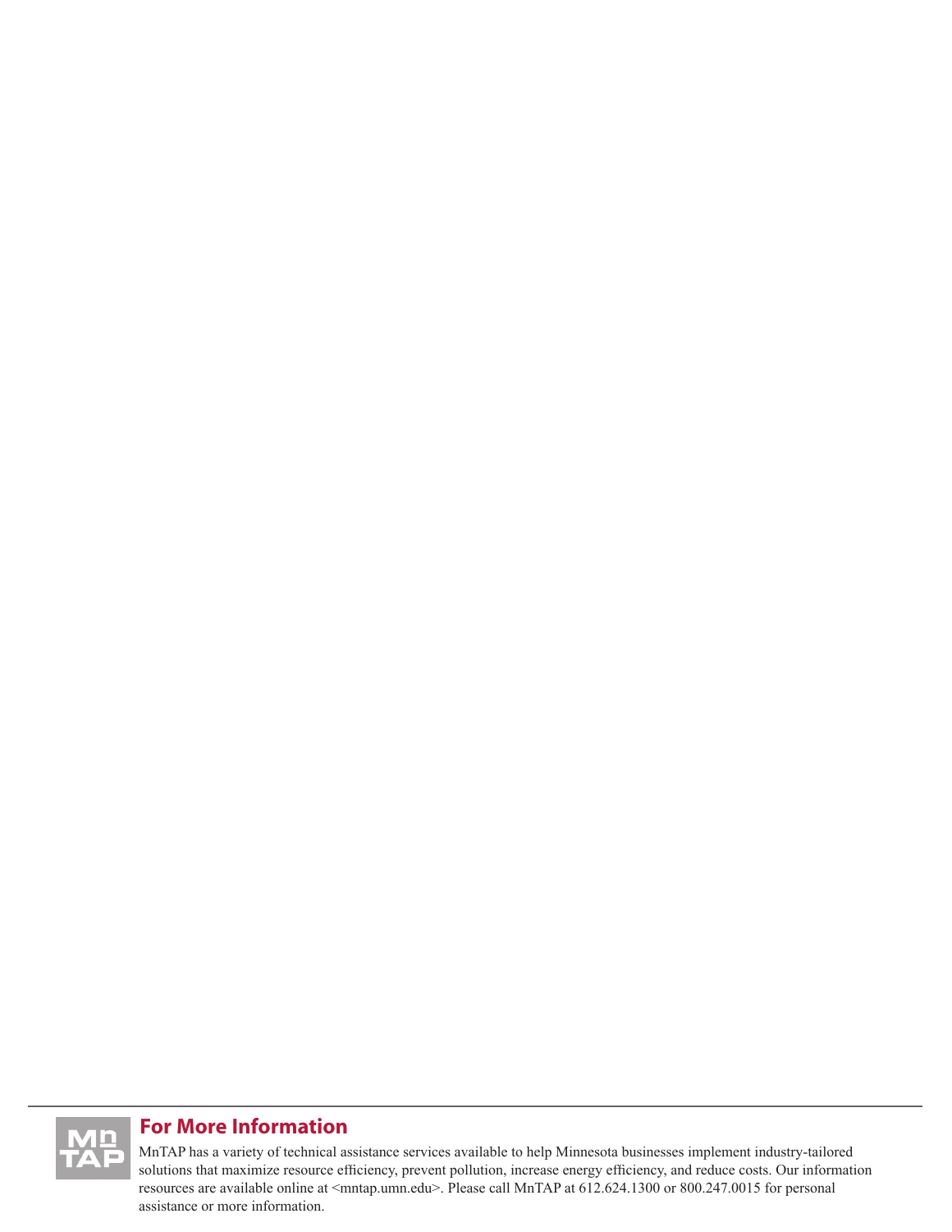## For More Information

MnTAP has a variety of technical assistance services available to help Minnesota businesses implement industry-tailored solutions that maximize resource efficiency, prevent pollution, increase energy efficiency, and reduce costs. Our information resources are available online at <mntap.umn.edu>. Please call MnTAP at 612.624.1300 or 800.247.0015 for personal assistance or more information.